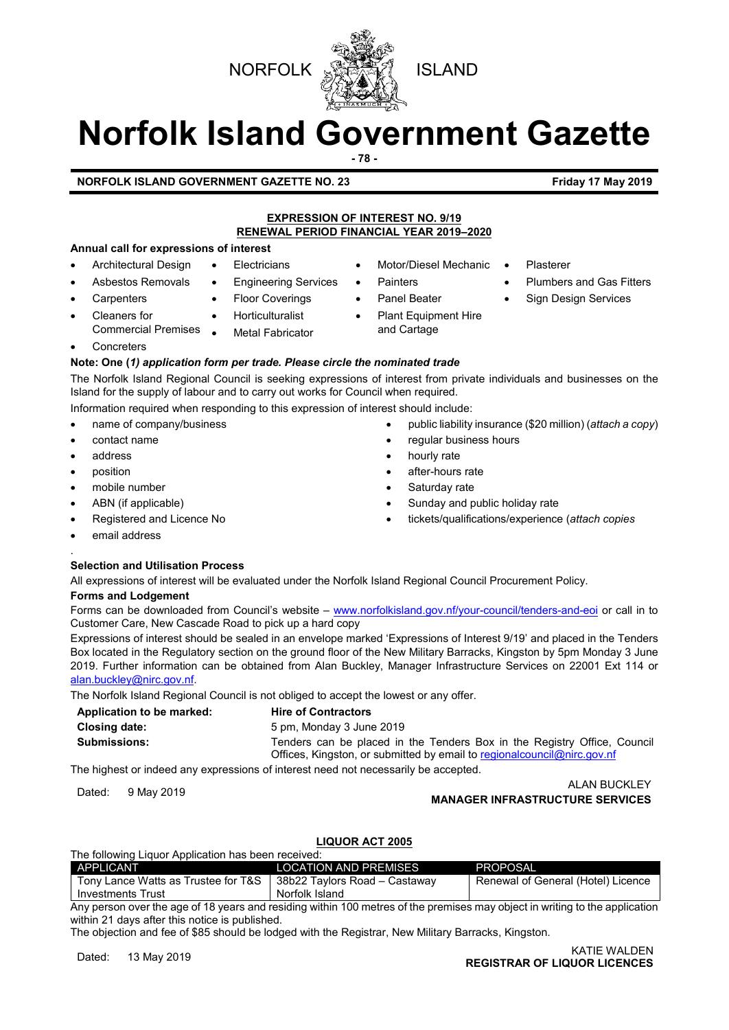NORFOLK ISLAND

# Norfolk Island Government Gazette

**NORFOLK ISLAND GOVERNMENT GAZETTE NO. 23** **Friday 17 May 2019**

## EXPRESSION OF INTEREST NO. 9/19
## RENEWAL PERIOD FINANCIAL YEAR 2019–2020

**Annual call for expressions of interest**

- Architectural Design
- Asbestos Removals
- Carpenters
- Cleaners for Commercial Premises
- Concreters
- Electricians
- Engineering Services
- Floor Coverings
- Horticulturalist
- Metal Fabricator
- Motor/Diesel Mechanic
- Painters
- Panel Beater
- Plant Equipment Hire and Cartage
- Plasterer
- Plumbers and Gas Fitters
- Sign Design Services

**Note: One (*1) application form per trade. Please circle the nominated trade***

The Norfolk Island Regional Council is seeking expressions of interest from private individuals and businesses on the Island for the supply of labour and to carry out works for Council when required.

Information required when responding to this expression of interest should include:

- name of company/business
- contact name
- address
- position
- mobile number
- ABN (if applicable)
- Registered and Licence No
- email address
- public liability insurance ($20 million) (*attach a copy*)
- regular business hours
- hourly rate
- after-hours rate
- Saturday rate
- Sunday and public holiday rate
- tickets/qualifications/experience (*attach copies*

**Selection and Utilisation Process**

All expressions of interest will be evaluated under the Norfolk Island Regional Council Procurement Policy.

**Forms and Lodgement**

Forms can be downloaded from Council's website – www.norfolkisland.gov.nf/your-council/tenders-and-eoi or call in to Customer Care, New Cascade Road to pick up a hard copy

Expressions of interest should be sealed in an envelope marked 'Expressions of Interest 9/19' and placed in the Tenders Box located in the Regulatory section on the ground floor of the New Military Barracks, Kingston by 5pm Monday 3 June 2019. Further information can be obtained from Alan Buckley, Manager Infrastructure Services on 22001 Ext 114 or alan.buckley@nirc.gov.nf.

The Norfolk Island Regional Council is not obliged to accept the lowest or any offer.

| | |
|---|---|
| **Application to be marked:** | **Hire of Contractors** |
| **Closing date:** | 5 pm, Monday 3 June 2019 |
| **Submissions:** | Tenders can be placed in the Tenders Box in the Registry Office, Council Offices, Kingston, or submitted by email to regionalcouncil@nirc.gov.nf |

The highest or indeed any expressions of interest need not necessarily be accepted.

Dated: 9 May 2019

ALAN BUCKLEY
**MANAGER INFRASTRUCTURE SERVICES**

## LIQUOR ACT 2005

The following Liquor Application has been received:

| APPLICANT | LOCATION AND PREMISES | PROPOSAL |
|---|---|---|
| Tony Lance Watts as Trustee for T&S Investments Trust | 38b22 Taylors Road – Castaway Norfolk Island | Renewal of General (Hotel) Licence |

Any person over the age of 18 years and residing within 100 metres of the premises may object in writing to the application within 21 days after this notice is published.

The objection and fee of $85 should be lodged with the Registrar, New Military Barracks, Kingston.

Dated: 13 May 2019

KATIE WALDEN
**REGISTRAR OF LIQUOR LICENCES**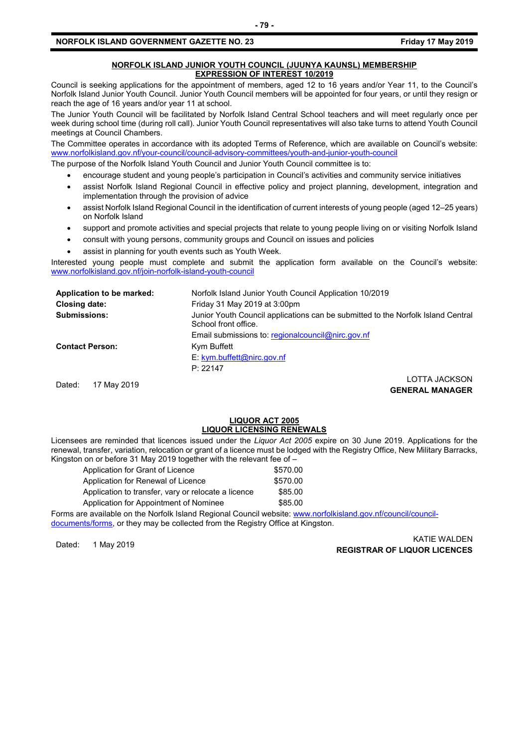## NORFOLK ISLAND JUNIOR YOUTH COUNCIL (JUUNYA KAUNSL) MEMBERSHIP EXPRESSION OF INTEREST 10/2019

Council is seeking applications for the appointment of members, aged 12 to 16 years and/or Year 11, to the Council's Norfolk Island Junior Youth Council. Junior Youth Council members will be appointed for four years, or until they resign or reach the age of 16 years and/or year 11 at school.

The Junior Youth Council will be facilitated by Norfolk Island Central School teachers and will meet regularly once per week during school time (during roll call). Junior Youth Council representatives will also take turns to attend Youth Council meetings at Council Chambers.

The Committee operates in accordance with its adopted Terms of Reference, which are available on Council's website: www.norfolkisland.gov.nf/your-council/council-advisory-committees/youth-and-junior-youth-council

The purpose of the Norfolk Island Youth Council and Junior Youth Council committee is to:

- encourage student and young people's participation in Council's activities and community service initiatives
- assist Norfolk Island Regional Council in effective policy and project planning, development, integration and implementation through the provision of advice
- assist Norfolk Island Regional Council in the identification of current interests of young people (aged 12–25 years) on Norfolk Island
- support and promote activities and special projects that relate to young people living on or visiting Norfolk Island
- consult with young persons, community groups and Council on issues and policies
- assist in planning for youth events such as Youth Week.

Interested young people must complete and submit the application form available on the Council's website: www.norfolkisland.gov.nf/join-norfolk-island-youth-council

| | |
|---|---|
| **Application to be marked:** | Norfolk Island Junior Youth Council Application 10/2019 |
| **Closing date:** | Friday 31 May 2019 at 3:00pm |
| **Submissions:** | Junior Youth Council applications can be submitted to the Norfolk Island Central School front office. |
| | Email submissions to: regionalcouncil@nirc.gov.nf |
| **Contact Person:** | Kym Buffett |
| | E: kym.buffett@nirc.gov.nf |
| | P: 22147 |

Dated: 17 May 2019

LOTTA JACKSON
**GENERAL MANAGER**

## LIQUOR ACT 2005
## LIQUOR LICENSING RENEWALS

Licensees are reminded that licences issued under the *Liquor Act 2005* expire on 30 June 2019. Applications for the renewal, transfer, variation, relocation or grant of a licence must be lodged with the Registry Office, New Military Barracks, Kingston on or before 31 May 2019 together with the relevant fee of –

| | |
|---|---|
| Application for Grant of Licence | $570.00 |
| Application for Renewal of Licence | $570.00 |
| Application to transfer, vary or relocate a licence | $85.00 |
| Application for Appointment of Nominee | $85.00 |

Forms are available on the Norfolk Island Regional Council website: www.norfolkisland.gov.nf/council/council-documents/forms, or they may be collected from the Registry Office at Kingston.

Dated: 1 May 2019

KATIE WALDEN
**REGISTRAR OF LIQUOR LICENCES**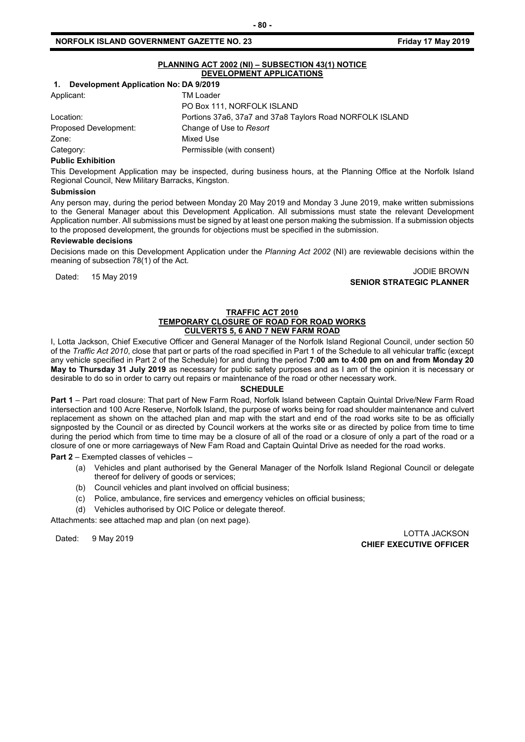## PLANNING ACT 2002 (NI) – SUBSECTION 43(1) NOTICE DEVELOPMENT APPLICATIONS

**1. Development Application No: DA 9/2019**

| | |
|---|---|
| Applicant: | TM Loader<br>PO Box 111, NORFOLK ISLAND |
| Location: | Portions 37a6, 37a7 and 37a8 Taylors Road NORFOLK ISLAND |
| Proposed Development: | Change of Use to *Resort* |
| Zone: | Mixed Use |
| Category: | Permissible (with consent) |

**Public Exhibition**

This Development Application may be inspected, during business hours, at the Planning Office at the Norfolk Island Regional Council, New Military Barracks, Kingston.

**Submission**

Any person may, during the period between Monday 20 May 2019 and Monday 3 June 2019, make written submissions to the General Manager about this Development Application. All submissions must state the relevant Development Application number. All submissions must be signed by at least one person making the submission. If a submission objects to the proposed development, the grounds for objections must be specified in the submission.

**Reviewable decisions**

Decisions made on this Development Application under the *Planning Act 2002* (NI) are reviewable decisions within the meaning of subsection 78(1) of the Act.

Dated: 15 May 2019

JODIE BROWN
**SENIOR STRATEGIC PLANNER**

## TRAFFIC ACT 2010
## TEMPORARY CLOSURE OF ROAD FOR ROAD WORKS
## CULVERTS 5, 6 AND 7 NEW FARM ROAD

I, Lotta Jackson, Chief Executive Officer and General Manager of the Norfolk Island Regional Council, under section 50 of the *Traffic Act 2010*, close that part or parts of the road specified in Part 1 of the Schedule to all vehicular traffic (except any vehicle specified in Part 2 of the Schedule) for and during the period **7:00 am to 4:00 pm on and from Monday 20 May to Thursday 31 July 2019** as necessary for public safety purposes and as I am of the opinion it is necessary or desirable to do so in order to carry out repairs or maintenance of the road or other necessary work.

**SCHEDULE**

**Part 1** – Part road closure: That part of New Farm Road, Norfolk Island between Captain Quintal Drive/New Farm Road intersection and 100 Acre Reserve, Norfolk Island, the purpose of works being for road shoulder maintenance and culvert replacement as shown on the attached plan and map with the start and end of the road works site to be as officially signposted by the Council or as directed by Council workers at the works site or as directed by police from time to time during the period which from time to time may be a closure of all of the road or a closure of only a part of the road or a closure of one or more carriageways of New Fam Road and Captain Quintal Drive as needed for the road works.

**Part 2** – Exempted classes of vehicles –

(a) Vehicles and plant authorised by the General Manager of the Norfolk Island Regional Council or delegate thereof for delivery of goods or services;

(b) Council vehicles and plant involved on official business;

(c) Police, ambulance, fire services and emergency vehicles on official business;

(d) Vehicles authorised by OIC Police or delegate thereof.

Attachments: see attached map and plan (on next page).

Dated: 9 May 2019

LOTTA JACKSON
**CHIEF EXECUTIVE OFFICER**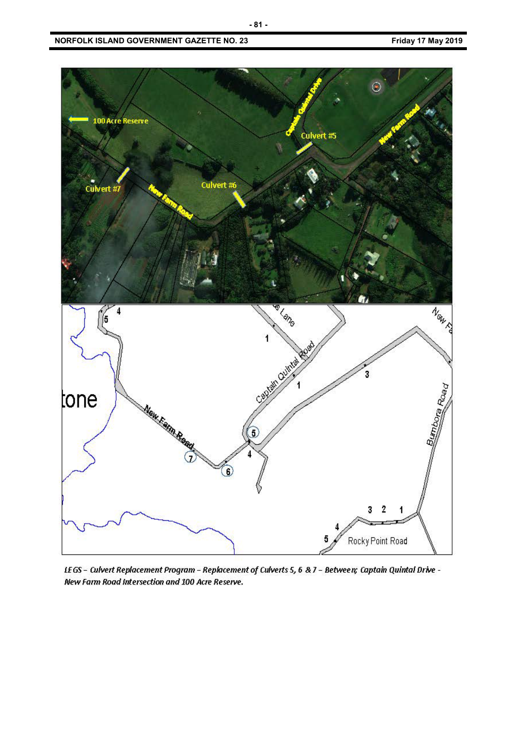100 Acre Reserve

Captain Quintal Drive

Culvert #5

New Farm Road

Culvert #7

New Farm Road

Culvert #6

4
5
1
tone
Captain Quintal Road
1
3
New Fa
Bumbora Road
New Farm Road
5
4
7
6
3 2 1
4
5
Rocky Point Road

*LEGS – Culvert Replacement Program – Replacement of Culverts 5, 6 & 7 – Between; Captain Quintal Drive - New Farm Road Intersection and 100 Acre Reserve.*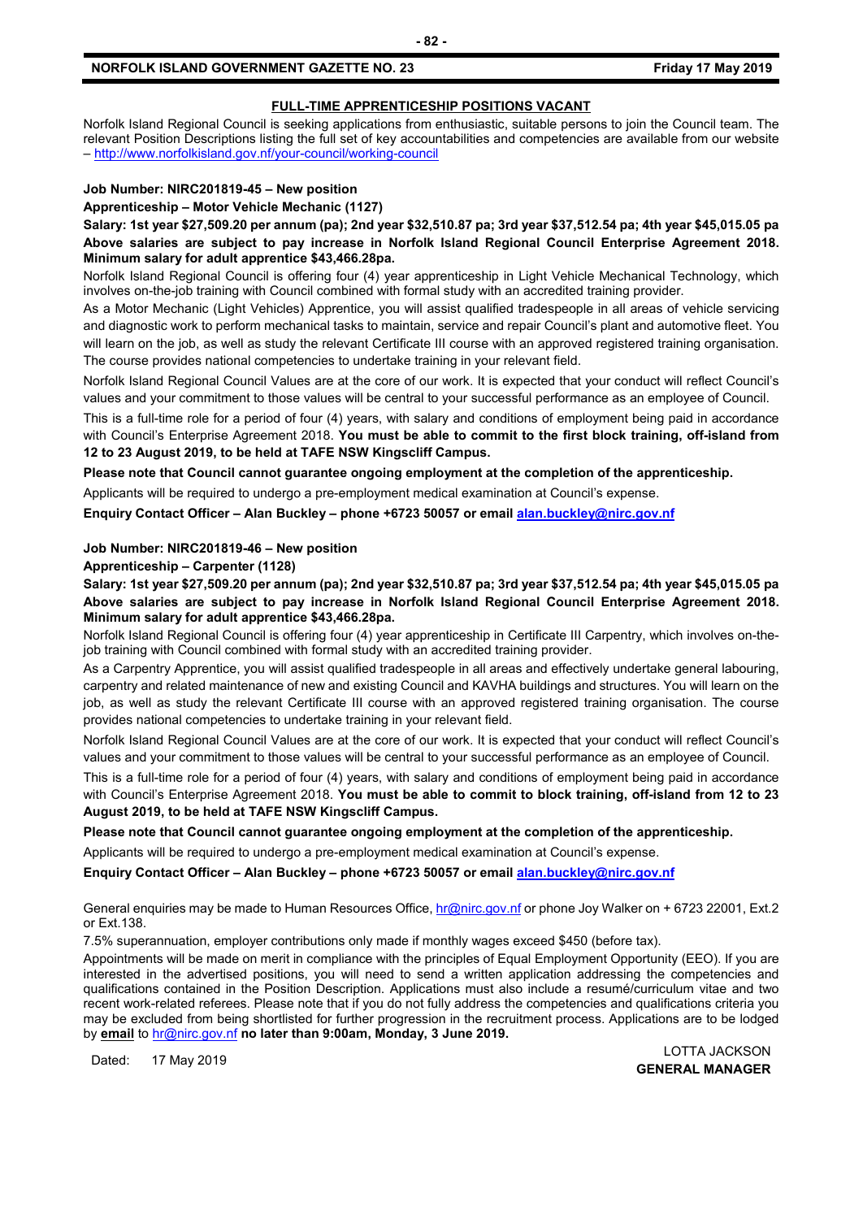## FULL-TIME APPRENTICESHIP POSITIONS VACANT

Norfolk Island Regional Council is seeking applications from enthusiastic, suitable persons to join the Council team. The relevant Position Descriptions listing the full set of key accountabilities and competencies are available from our website – http://www.norfolkisland.gov.nf/your-council/working-council

**Job Number: NIRC201819-45 – New position**

**Apprenticeship – Motor Vehicle Mechanic (1127)**

**Salary: 1st year $27,509.20 per annum (pa); 2nd year $32,510.87 pa; 3rd year $37,512.54 pa; 4th year $45,015.05 pa Above salaries are subject to pay increase in Norfolk Island Regional Council Enterprise Agreement 2018. Minimum salary for adult apprentice $43,466.28pa.**

Norfolk Island Regional Council is offering four (4) year apprenticeship in Light Vehicle Mechanical Technology, which involves on-the-job training with Council combined with formal study with an accredited training provider.

As a Motor Mechanic (Light Vehicles) Apprentice, you will assist qualified tradespeople in all areas of vehicle servicing and diagnostic work to perform mechanical tasks to maintain, service and repair Council's plant and automotive fleet. You will learn on the job, as well as study the relevant Certificate III course with an approved registered training organisation. The course provides national competencies to undertake training in your relevant field.

Norfolk Island Regional Council Values are at the core of our work. It is expected that your conduct will reflect Council's values and your commitment to those values will be central to your successful performance as an employee of Council.

This is a full-time role for a period of four (4) years, with salary and conditions of employment being paid in accordance with Council's Enterprise Agreement 2018. **You must be able to commit to the first block training, off-island from 12 to 23 August 2019, to be held at TAFE NSW Kingscliff Campus.**

**Please note that Council cannot guarantee ongoing employment at the completion of the apprenticeship.**

Applicants will be required to undergo a pre-employment medical examination at Council's expense.

**Enquiry Contact Officer – Alan Buckley – phone +6723 50057 or email alan.buckley@nirc.gov.nf**

**Job Number: NIRC201819-46 – New position**

**Apprenticeship – Carpenter (1128)**

**Salary: 1st year $27,509.20 per annum (pa); 2nd year $32,510.87 pa; 3rd year $37,512.54 pa; 4th year $45,015.05 pa Above salaries are subject to pay increase in Norfolk Island Regional Council Enterprise Agreement 2018. Minimum salary for adult apprentice $43,466.28pa.**

Norfolk Island Regional Council is offering four (4) year apprenticeship in Certificate III Carpentry, which involves on-the-job training with Council combined with formal study with an accredited training provider.

As a Carpentry Apprentice, you will assist qualified tradespeople in all areas and effectively undertake general labouring, carpentry and related maintenance of new and existing Council and KAVHA buildings and structures. You will learn on the job, as well as study the relevant Certificate III course with an approved registered training organisation. The course provides national competencies to undertake training in your relevant field.

Norfolk Island Regional Council Values are at the core of our work. It is expected that your conduct will reflect Council's values and your commitment to those values will be central to your successful performance as an employee of Council.

This is a full-time role for a period of four (4) years, with salary and conditions of employment being paid in accordance with Council's Enterprise Agreement 2018. **You must be able to commit to block training, off-island from 12 to 23 August 2019, to be held at TAFE NSW Kingscliff Campus.**

**Please note that Council cannot guarantee ongoing employment at the completion of the apprenticeship.**

Applicants will be required to undergo a pre-employment medical examination at Council's expense.

**Enquiry Contact Officer – Alan Buckley – phone +6723 50057 or email alan.buckley@nirc.gov.nf**

General enquiries may be made to Human Resources Office, hr@nirc.gov.nf or phone Joy Walker on + 6723 22001, Ext.2 or Ext.138.

7.5% superannuation, employer contributions only made if monthly wages exceed $450 (before tax).

Appointments will be made on merit in compliance with the principles of Equal Employment Opportunity (EEO). If you are interested in the advertised positions, you will need to send a written application addressing the competencies and qualifications contained in the Position Description. Applications must also include a resumé/curriculum vitae and two recent work-related referees. Please note that if you do not fully address the competencies and qualifications criteria you may be excluded from being shortlisted for further progression in the recruitment process. Applications are to be lodged by **email** to hr@nirc.gov.nf **no later than 9:00am, Monday, 3 June 2019.**

Dated: 17 May 2019

LOTTA JACKSON
**GENERAL MANAGER**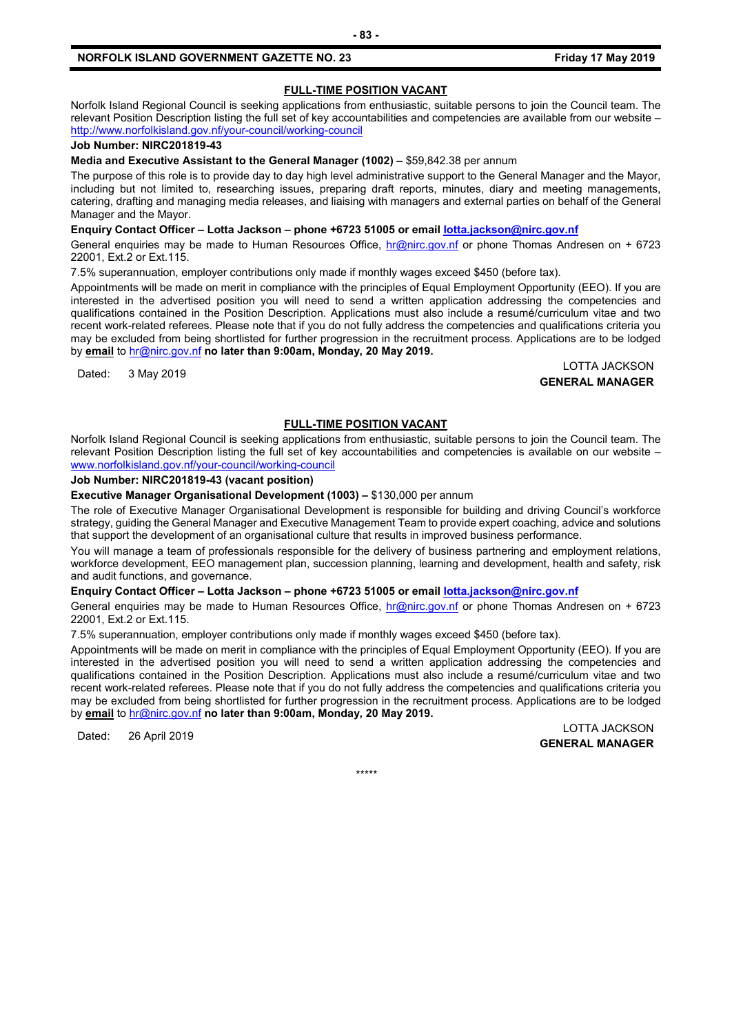## FULL-TIME POSITION VACANT

Norfolk Island Regional Council is seeking applications from enthusiastic, suitable persons to join the Council team. The relevant Position Description listing the full set of key accountabilities and competencies are available from our website – http://www.norfolkisland.gov.nf/your-council/working-council

**Job Number: NIRC201819-43**

**Media and Executive Assistant to the General Manager (1002) –** $59,842.38 per annum

The purpose of this role is to provide day to day high level administrative support to the General Manager and the Mayor, including but not limited to, researching issues, preparing draft reports, minutes, diary and meeting managements, catering, drafting and managing media releases, and liaising with managers and external parties on behalf of the General Manager and the Mayor.

**Enquiry Contact Officer – Lotta Jackson – phone +6723 51005 or email lotta.jackson@nirc.gov.nf**

General enquiries may be made to Human Resources Office, hr@nirc.gov.nf or phone Thomas Andresen on + 6723 22001, Ext.2 or Ext.115.

7.5% superannuation, employer contributions only made if monthly wages exceed $450 (before tax).

Appointments will be made on merit in compliance with the principles of Equal Employment Opportunity (EEO). If you are interested in the advertised position you will need to send a written application addressing the competencies and qualifications contained in the Position Description. Applications must also include a resumé/curriculum vitae and two recent work-related referees. Please note that if you do not fully address the competencies and qualifications criteria you may be excluded from being shortlisted for further progression in the recruitment process. Applications are to be lodged by **email** to hr@nirc.gov.nf **no later than 9:00am, Monday, 20 May 2019.**

Dated: 3 May 2019

LOTTA JACKSON
**GENERAL MANAGER**

## FULL-TIME POSITION VACANT

Norfolk Island Regional Council is seeking applications from enthusiastic, suitable persons to join the Council team. The relevant Position Description listing the full set of key accountabilities and competencies is available on our website – www.norfolkisland.gov.nf/your-council/working-council

**Job Number: NIRC201819-43 (vacant position)**

**Executive Manager Organisational Development (1003) –** $130,000 per annum

The role of Executive Manager Organisational Development is responsible for building and driving Council's workforce strategy, guiding the General Manager and Executive Management Team to provide expert coaching, advice and solutions that support the development of an organisational culture that results in improved business performance.

You will manage a team of professionals responsible for the delivery of business partnering and employment relations, workforce development, EEO management plan, succession planning, learning and development, health and safety, risk and audit functions, and governance.

**Enquiry Contact Officer – Lotta Jackson – phone +6723 51005 or email lotta.jackson@nirc.gov.nf**

General enquiries may be made to Human Resources Office, hr@nirc.gov.nf or phone Thomas Andresen on + 6723 22001, Ext.2 or Ext.115.

7.5% superannuation, employer contributions only made if monthly wages exceed $450 (before tax).

Appointments will be made on merit in compliance with the principles of Equal Employment Opportunity (EEO). If you are interested in the advertised position you will need to send a written application addressing the competencies and qualifications contained in the Position Description. Applications must also include a resumé/curriculum vitae and two recent work-related referees. Please note that if you do not fully address the competencies and qualifications criteria you may be excluded from being shortlisted for further progression in the recruitment process. Applications are to be lodged by **email** to hr@nirc.gov.nf **no later than 9:00am, Monday, 20 May 2019.**

Dated: 26 April 2019

LOTTA JACKSON
**GENERAL MANAGER**

*****